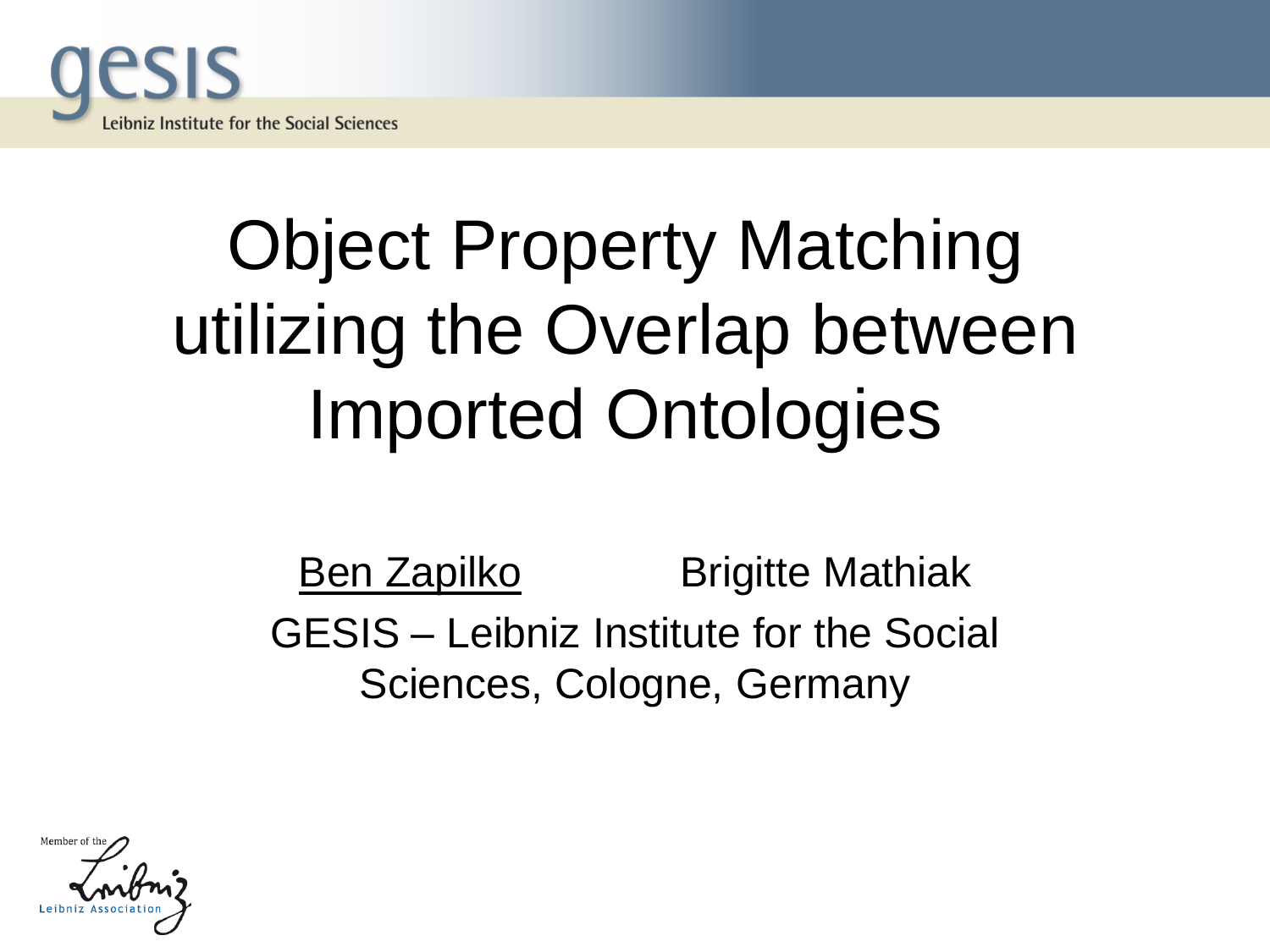# Object Property Matching utilizing the Overlap between Imported Ontologies

Ben Zapilko Brigitte Mathiak

GESIS – Leibniz Institute for the Social Sciences, Cologne, Germany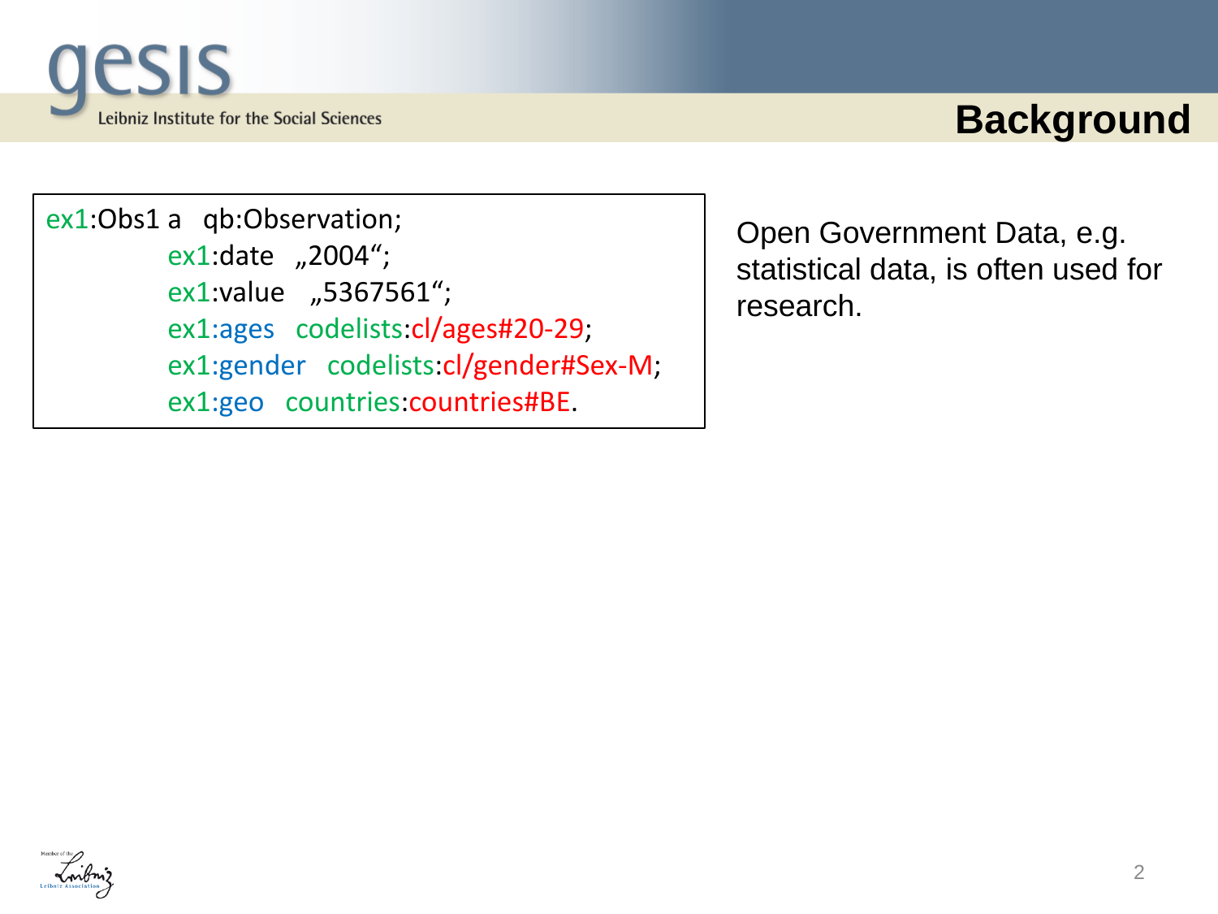# Background

```
ex1:Obs1 a   qb:Observation;
         ex1:date   „2004“;
         ex1:value   „5367561“;
         ex1:ages   codelists:cl/ages#20-29;
         ex1:gender   codelists:cl/gender#Sex-M;
         ex1:geo   countries:countries#BE.
```

Open Government Data, e.g. statistical data, is often used for research.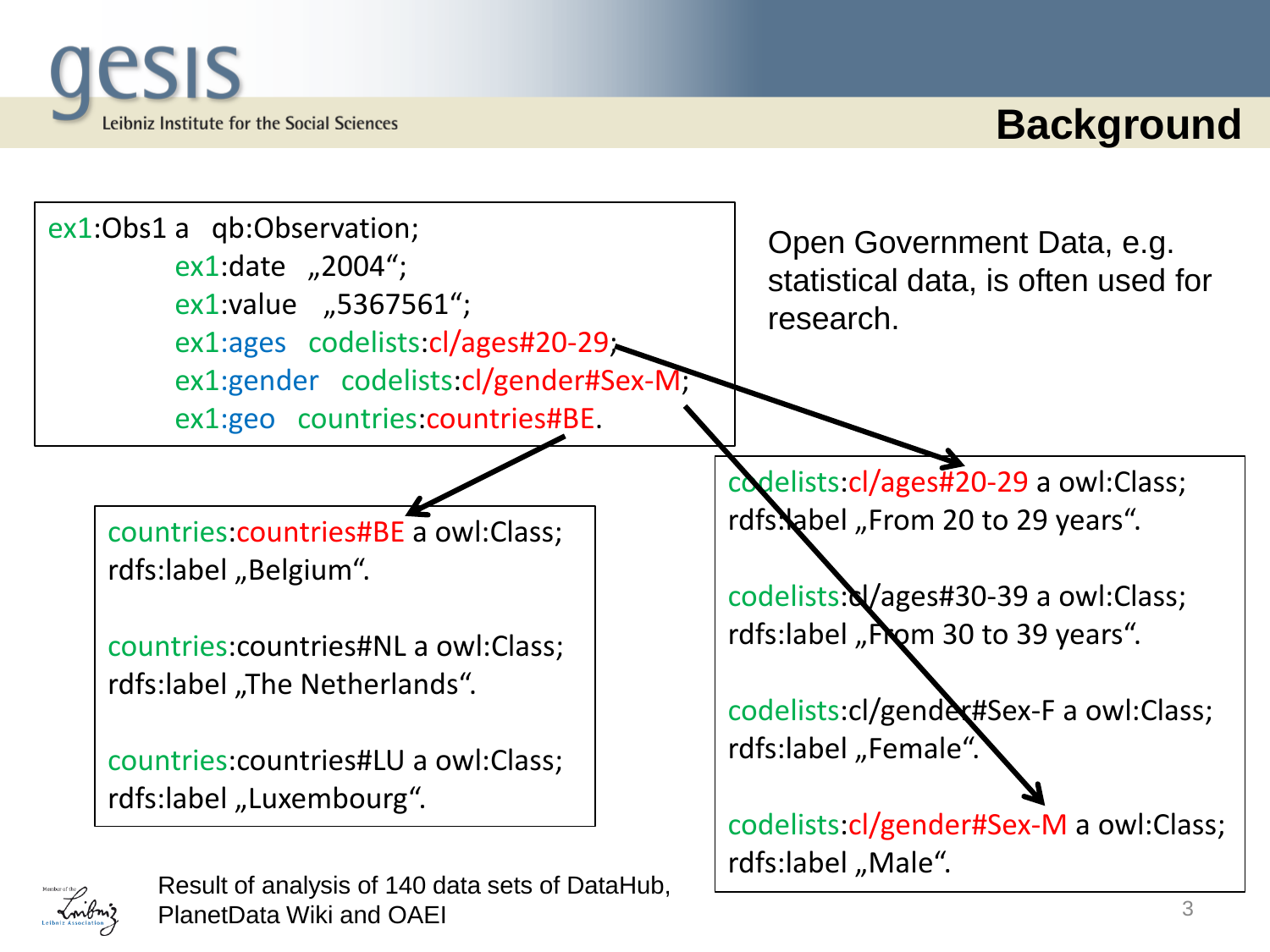# Background

```
ex1:Obs1 a   qb:Observation;
        ex1:date   „2004“;
        ex1:value   „5367561“;
        ex1:ages   codelists:cl/ages#20-29;
        ex1:gender   codelists:cl/gender#Sex-M;
        ex1:geo   countries:countries#BE.
```

Open Government Data, e.g. statistical data, is often used for research.

```
countries:countries#BE a owl:Class;
rdfs:label „Belgium“.

countries:countries#NL a owl:Class;
rdfs:label „The Netherlands“.

countries:countries#LU a owl:Class;
rdfs:label „Luxembourg“.
```

```
codelists:cl/ages#20-29 a owl:Class;
rdfs:label „From 20 to 29 years“.

codelists:cl/ages#30-39 a owl:Class;
rdfs:label „From 30 to 39 years“.

codelists:cl/gender#Sex-F a owl:Class;
rdfs:label „Female“.

codelists:cl/gender#Sex-M a owl:Class;
rdfs:label „Male“.
```

Result of analysis of 140 data sets of DataHub, PlanetData Wiki and OAEI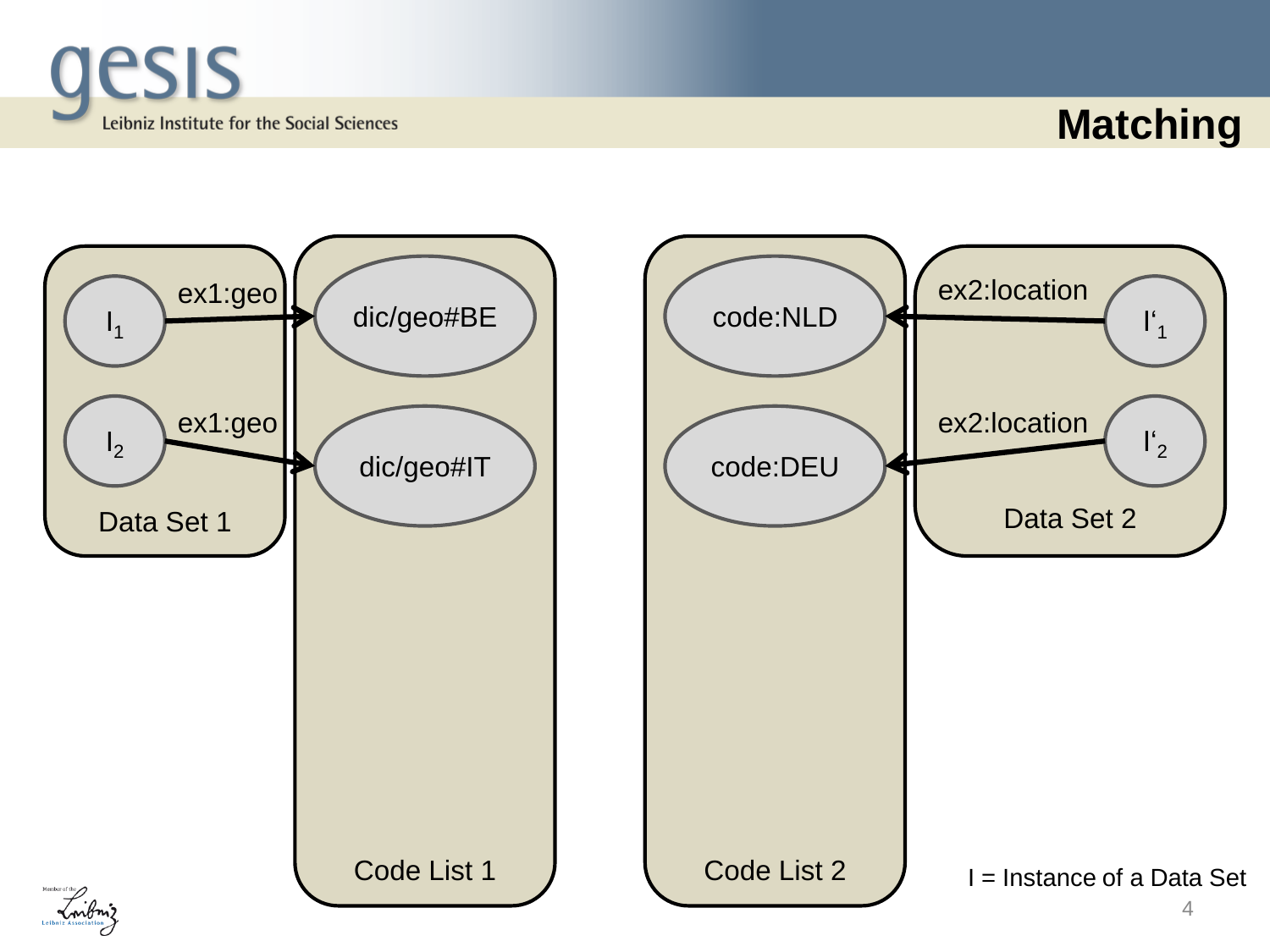# Matching

Data Set 1

- $I_1$ —ex1:geo→ dic/geo#BE
- $I_2$ —ex1:geo→ dic/geo#IT

Code List 1

Code List 2

- code:NLD ←ex2:location— $I'_1$
- code:DEU ←ex2:location— $I'_2$

Data Set 2

I = Instance of a Data Set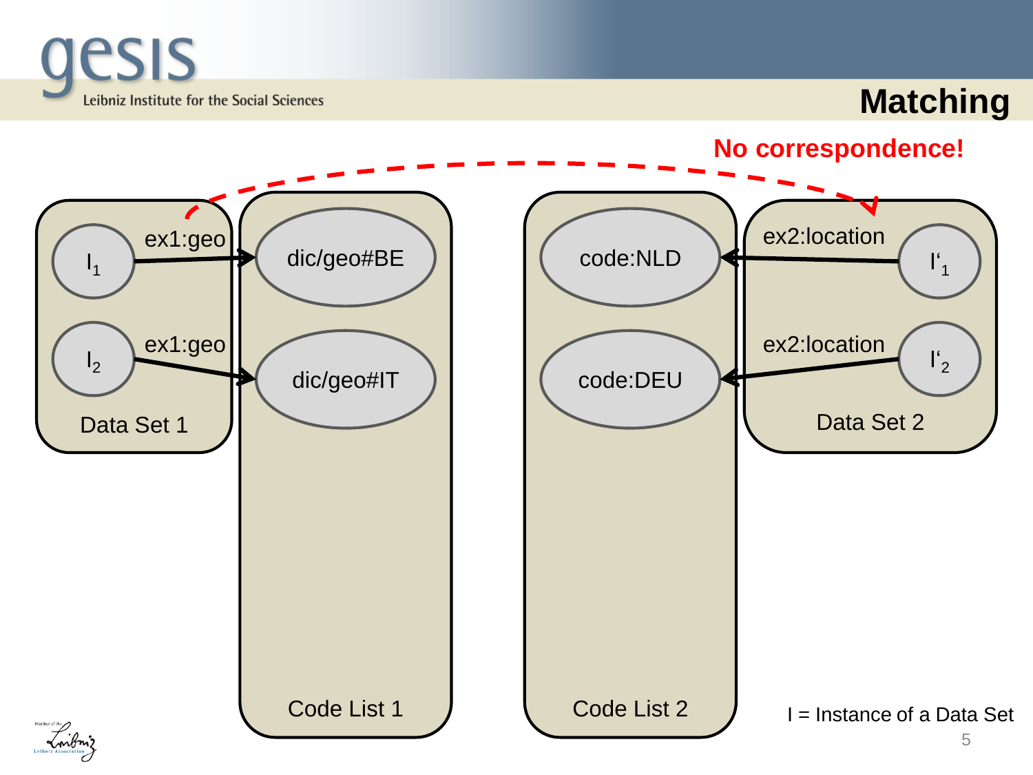# Matching

**No correspondence!**

Data Set 1:
- $I_1$ — ex1:geo → dic/geo#BE
- $I_2$ — ex1:geo → dic/geo#IT

Code List 1:
- dic/geo#BE
- dic/geo#IT

Code List 2:
- code:NLD
- code:DEU

Data Set 2:
- $I'_1$ — ex2:location → code:NLD
- $I'_2$ — ex2:location → code:DEU

I = Instance of a Data Set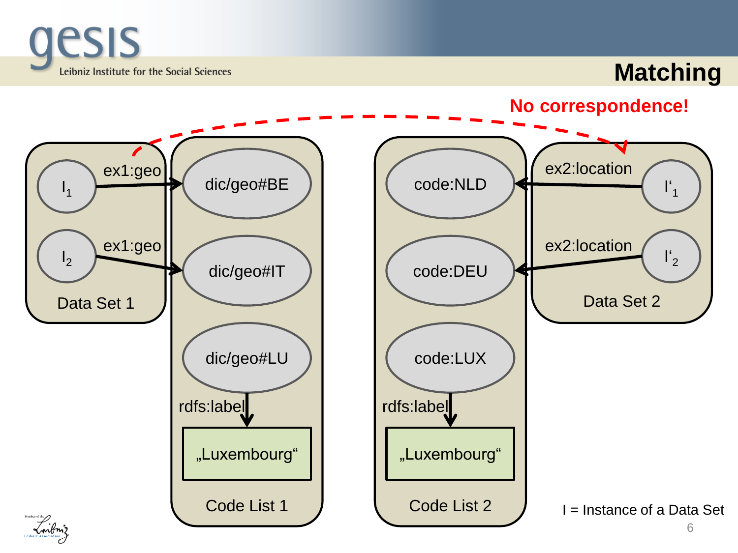# Matching

**No correspondence!**

Data Set 1:
- $I_1$ —ex1:geo→ dic/geo#BE
- $I_2$ —ex1:geo→ dic/geo#IT

Code List 1:
- dic/geo#BE
- dic/geo#IT
- dic/geo#LU —rdfs:label→ „Luxembourg“

Code List 2:
- code:NLD
- code:DEU
- code:LUX —rdfs:label→ „Luxembourg“

Data Set 2:
- $I'_1$ —ex2:location→ code:NLD
- $I'_2$ —ex2:location→ code:DEU

I = Instance of a Data Set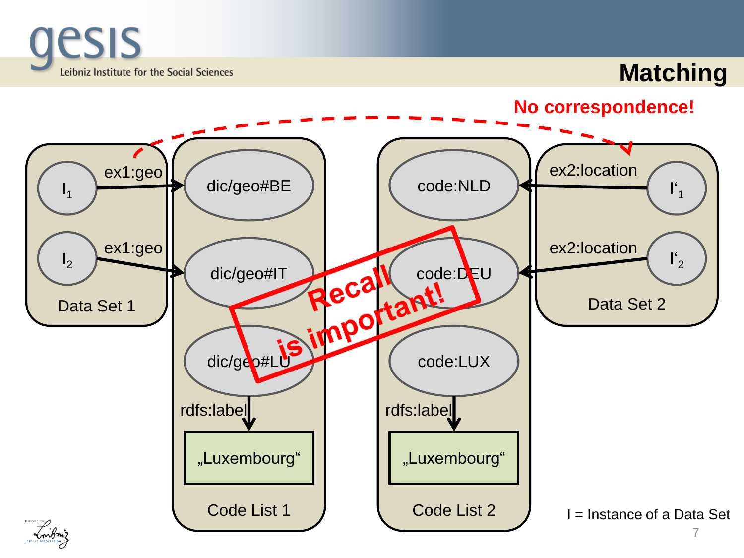# Matching

**No correspondence!**

Data Set 1

- $I_1$ —ex1:geo→ dic/geo#BE
- $I_2$ —ex1:geo→ dic/geo#IT

Code List 1

- dic/geo#BE
- dic/geo#IT
- dic/geo#LU —rdfs:label→ „Luxembourg“

Code List 2

- code:NLD
- code:DEU
- code:LUX —rdfs:label→ „Luxembourg“

Data Set 2

- $I'_1$ —ex2:location→ code:NLD
- $I'_2$ —ex2:location→ code:DEU

**Recall is important!**

I = Instance of a Data Set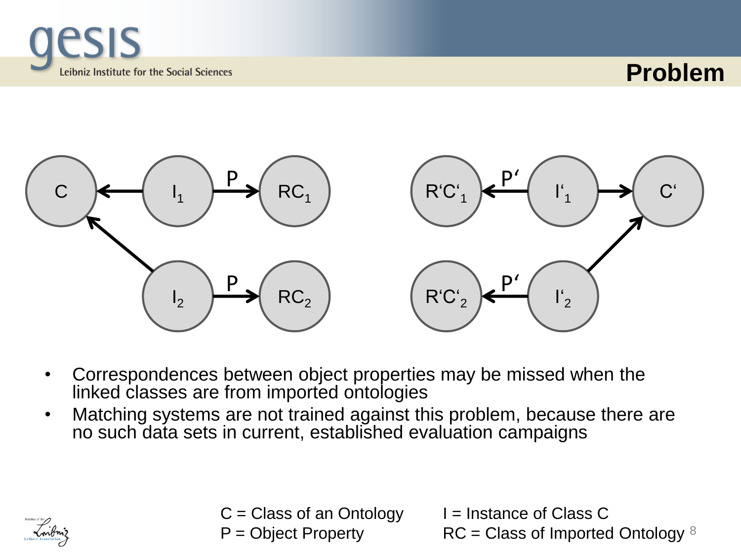# Problem

- Correspondences between object properties may be missed when the linked classes are from imported ontologies
- Matching systems are not trained against this problem, because there are no such data sets in current, established evaluation campaigns

C = Class of an Ontology
P = Object Property

I = Instance of Class C
RC = Class of Imported Ontology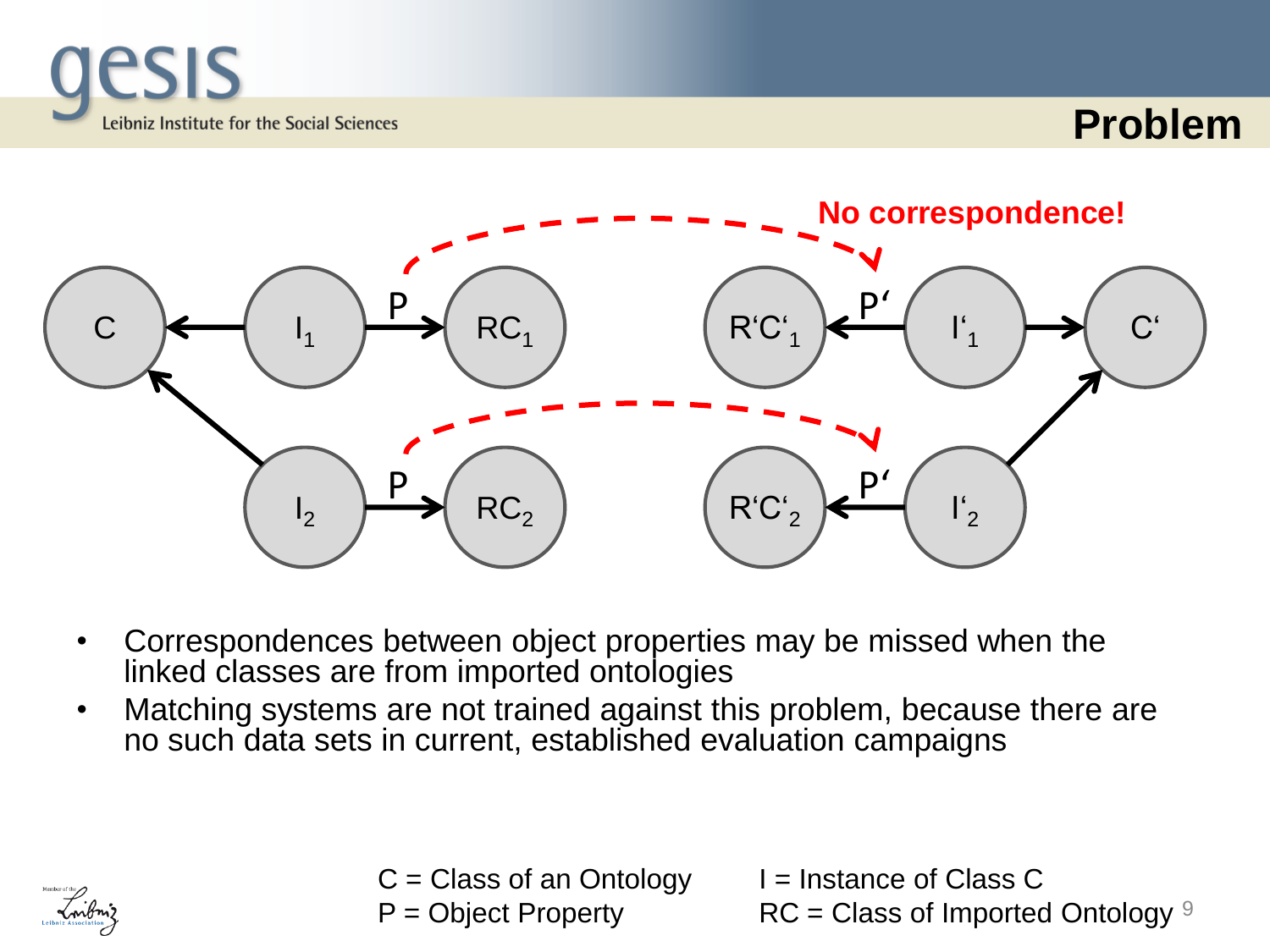# Problem

No correspondence!

- Correspondences between object properties may be missed when the linked classes are from imported ontologies
- Matching systems are not trained against this problem, because there are no such data sets in current, established evaluation campaigns

C = Class of an Ontology
P = Object Property

I = Instance of Class C
RC = Class of Imported Ontology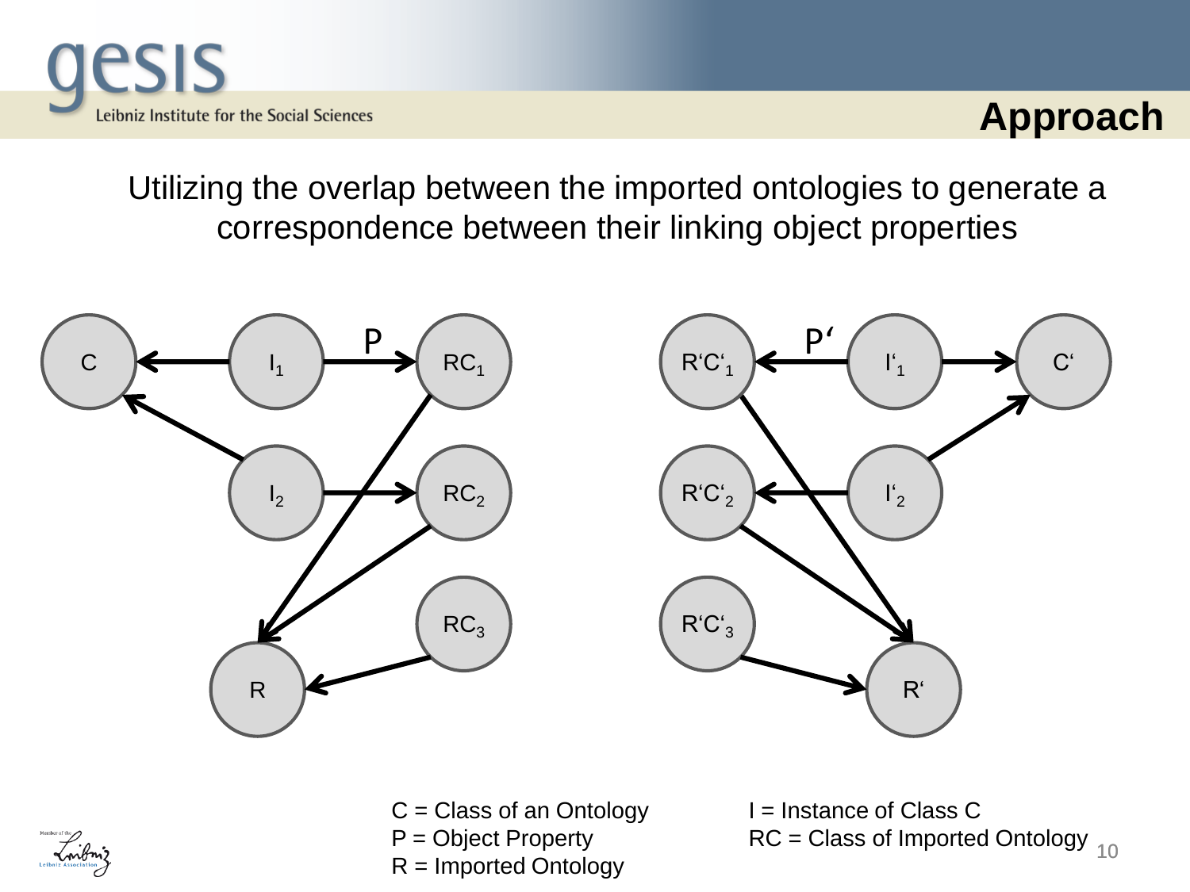## Approach

Utilizing the overlap between the imported ontologies to generate a correspondence between their linking object properties

C = Class of an Ontology
P = Object Property
R = Imported Ontology

I = Instance of Class C
RC = Class of Imported Ontology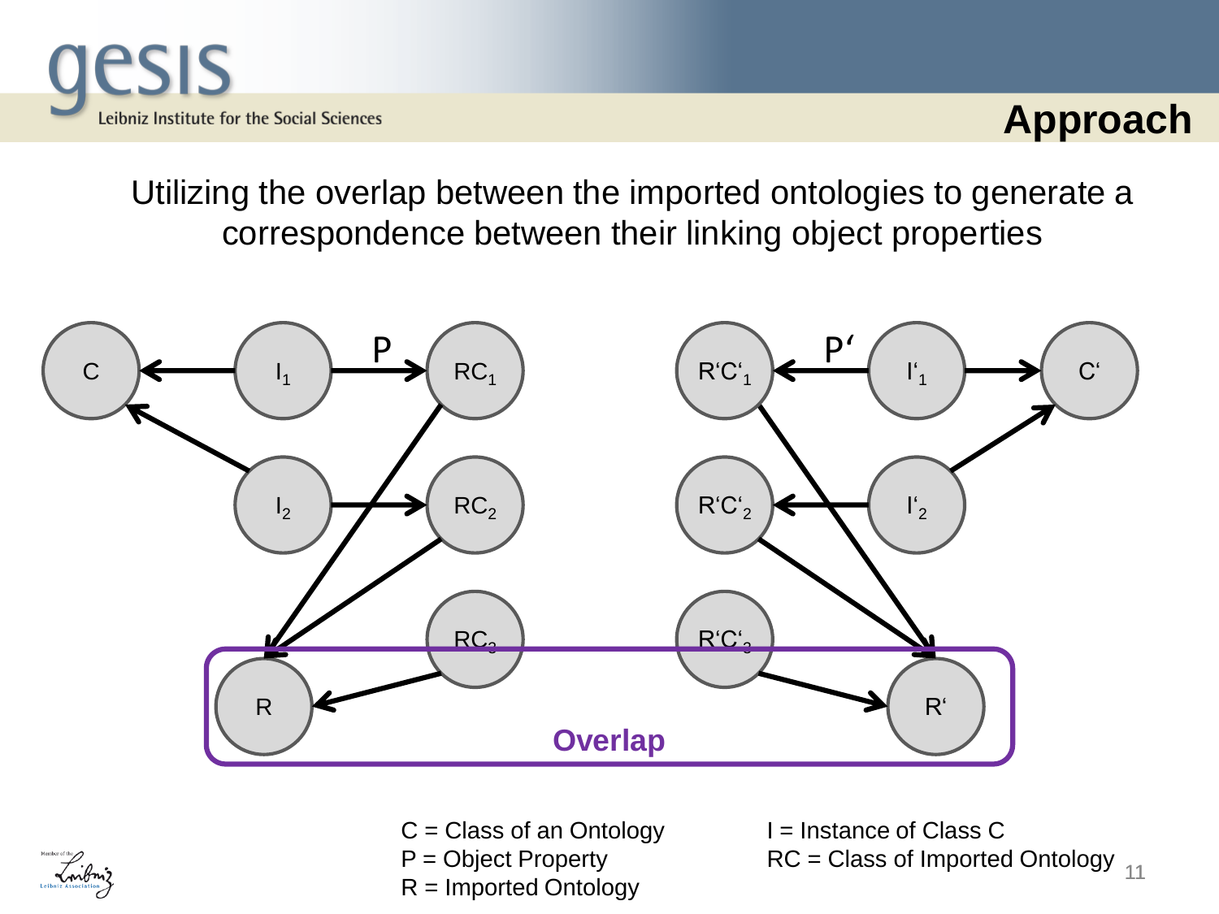## Approach

Utilizing the overlap between the imported ontologies to generate a correspondence between their linking object properties

C = Class of an Ontology
P = Object Property
R = Imported Ontology

I = Instance of Class C
RC = Class of Imported Ontology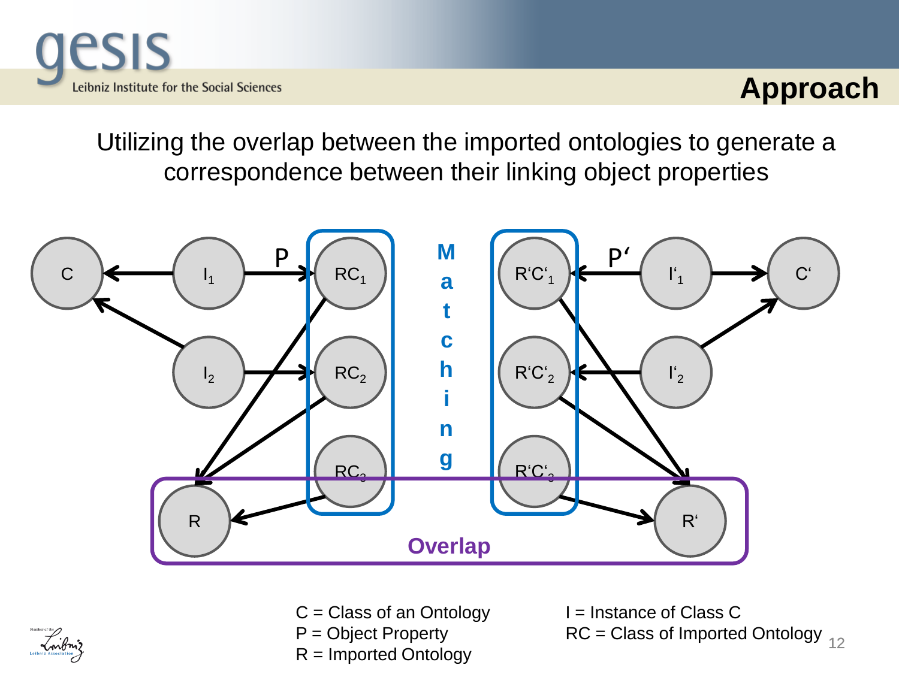# Approach

Utilizing the overlap between the imported ontologies to generate a correspondence between their linking object properties

C = Class of an Ontology
P = Object Property
R = Imported Ontology

I = Instance of Class C
RC = Class of Imported Ontology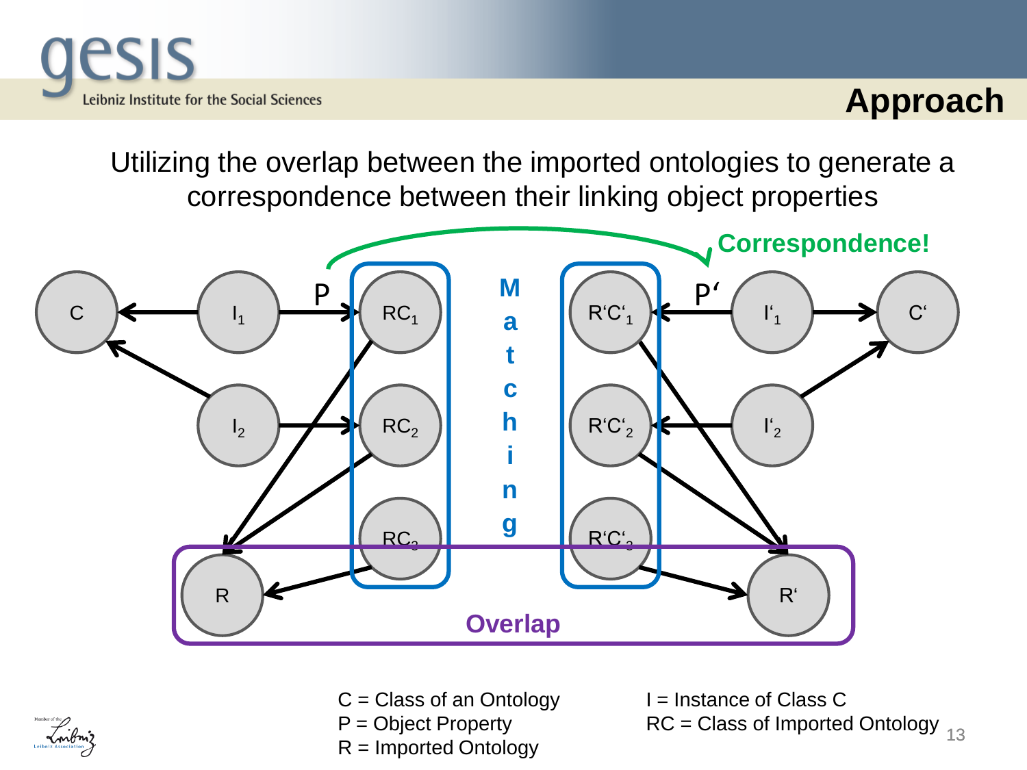# Approach

Utilizing the overlap between the imported ontologies to generate a correspondence between their linking object properties

Correspondence!

P P‘

C $I_1$ $RC_1$ Matching $R'C'_1$ $I'_1$ C‘

$I_2$ $RC_2$ $R'C'_2$ $I'_2$

$RC_3$ $R'C'_3$

R Overlap R‘

C = Class of an Ontology
P = Object Property
R = Imported Ontology

I = Instance of Class C
RC = Class of Imported Ontology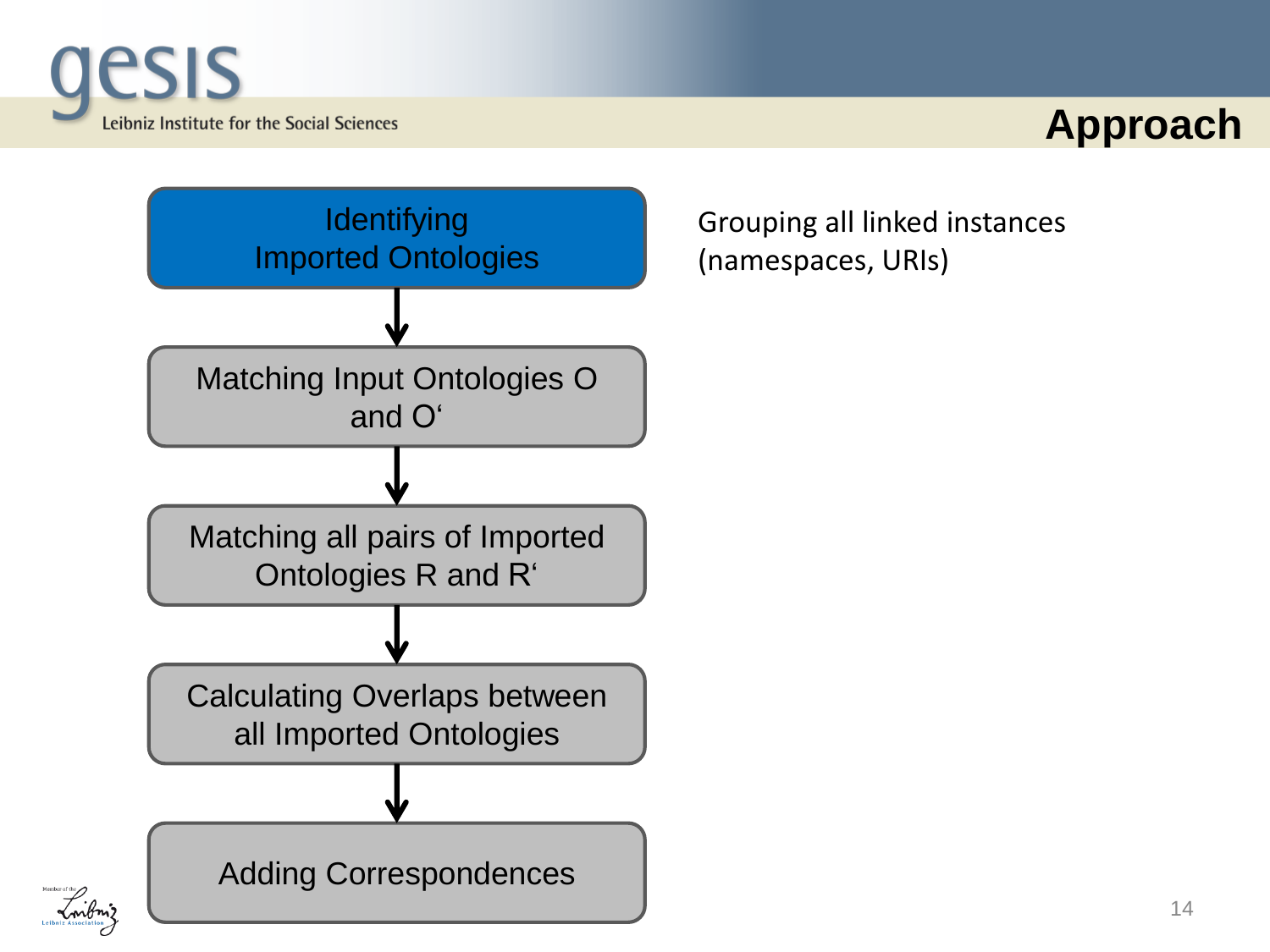# Approach

1. **Identifying Imported Ontologies**
2. Matching Input Ontologies O and O‘
3. Matching all pairs of Imported Ontologies R and R‘
4. Calculating Overlaps between all Imported Ontologies
5. Adding Correspondences

Grouping all linked instances (namespaces, URIs)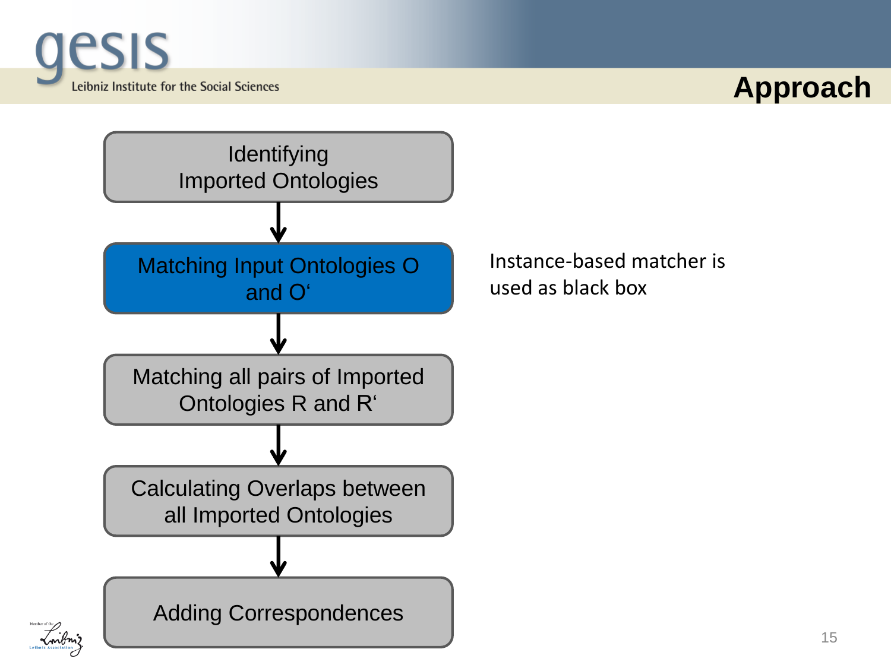# Approach

1. Identifying Imported Ontologies
2. **Matching Input Ontologies O and O‘**
3. Matching all pairs of Imported Ontologies R and R‘
4. Calculating Overlaps between all Imported Ontologies
5. Adding Correspondences

Instance-based matcher is used as black box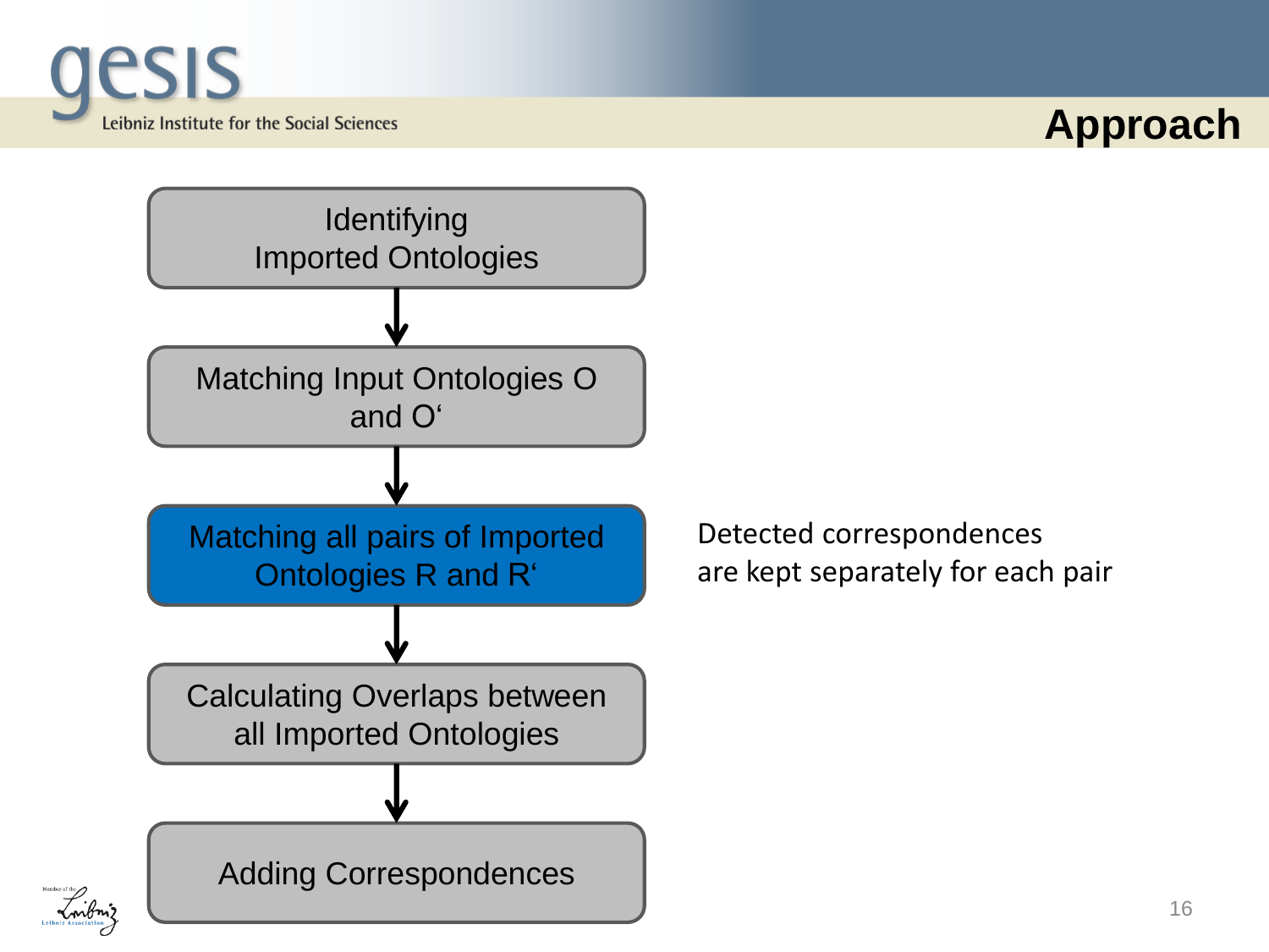# Approach

1. Identifying Imported Ontologies
2. Matching Input Ontologies O and O'
3. **Matching all pairs of Imported Ontologies R and R'**
4. Calculating Overlaps between all Imported Ontologies
5. Adding Correspondences

Detected correspondences are kept separately for each pair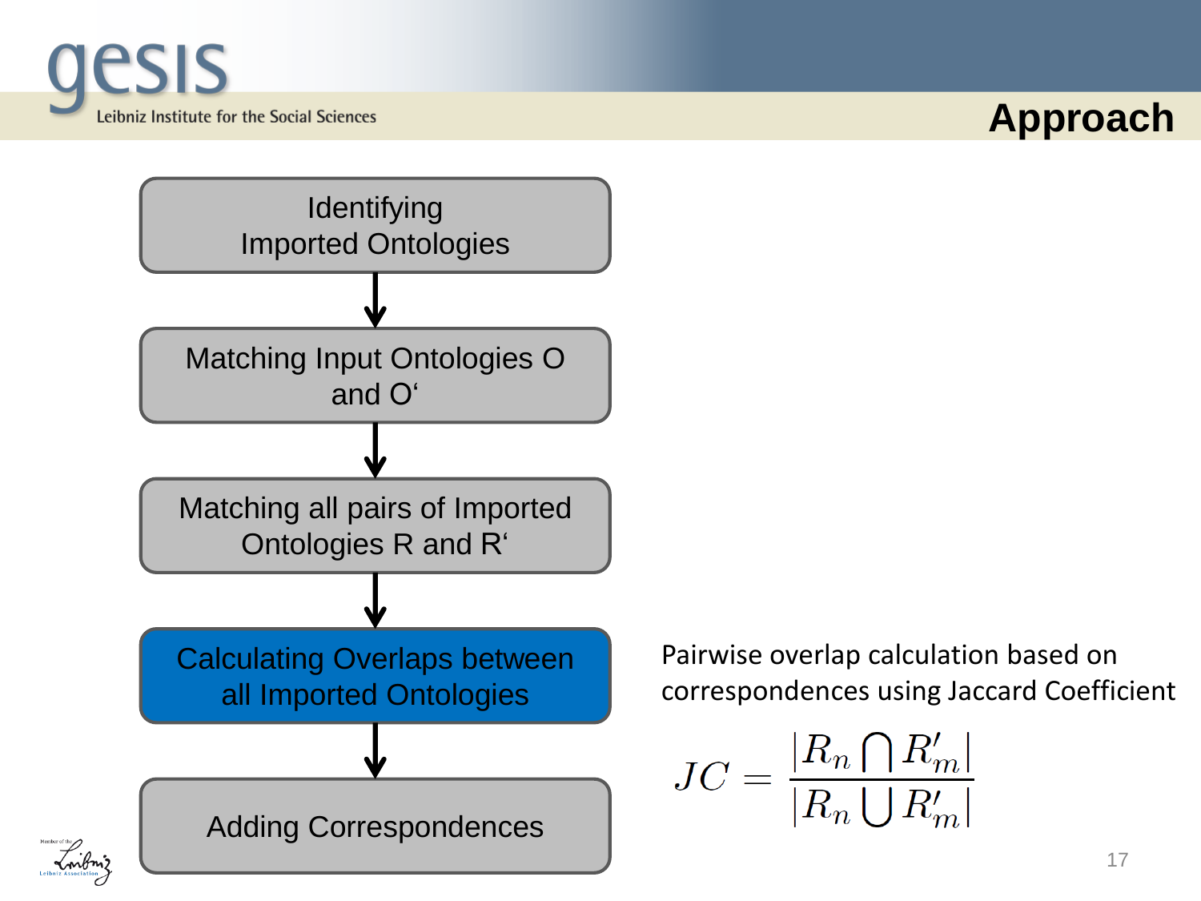# Approach

1. Identifying Imported Ontologies
2. Matching Input Ontologies O and O'
3. Matching all pairs of Imported Ontologies R and R'
4. **Calculating Overlaps between all Imported Ontologies**
5. Adding Correspondences

Pairwise overlap calculation based on correspondences using Jaccard Coefficient

$$JC = \frac{|R_n \bigcap R'_m|}{|R_n \bigcup R'_m|}$$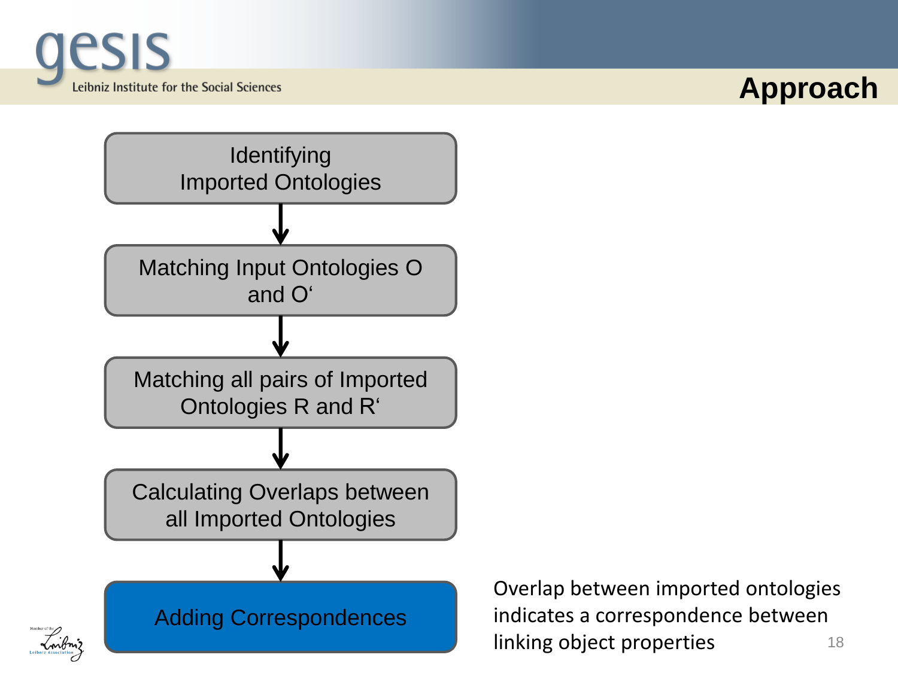# Approach

1. Identifying Imported Ontologies
2. Matching Input Ontologies O and O‘
3. Matching all pairs of Imported Ontologies R and R‘
4. Calculating Overlaps between all Imported Ontologies
5. **Adding Correspondences**

Overlap between imported ontologies indicates a correspondence between linking object properties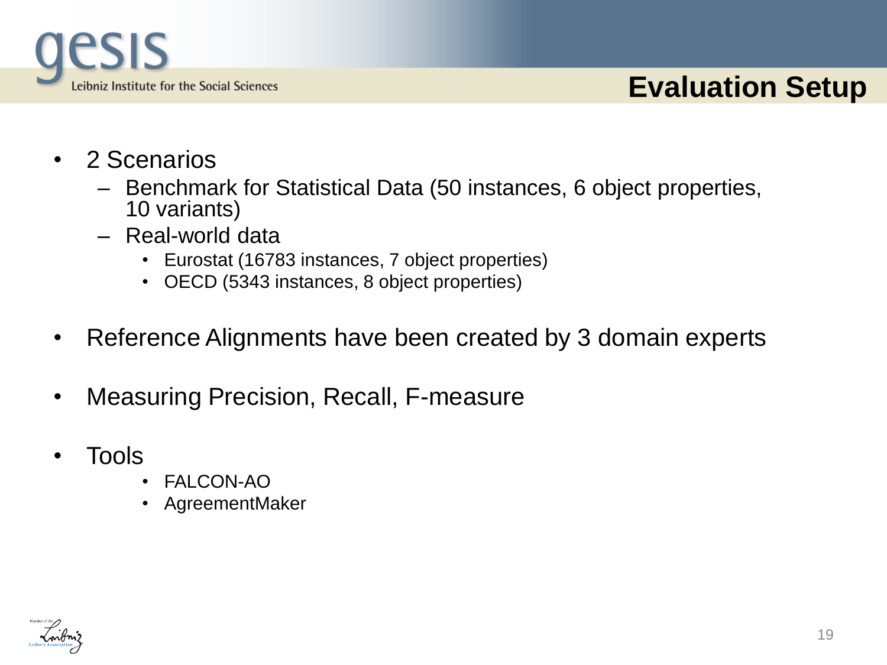# Evaluation Setup

- 2 Scenarios
  - Benchmark for Statistical Data (50 instances, 6 object properties, 10 variants)
  - Real-world data
    - Eurostat (16783 instances, 7 object properties)
    - OECD (5343 instances, 8 object properties)
- Reference Alignments have been created by 3 domain experts
- Measuring Precision, Recall, F-measure
- Tools
  - FALCON-AO
  - AgreementMaker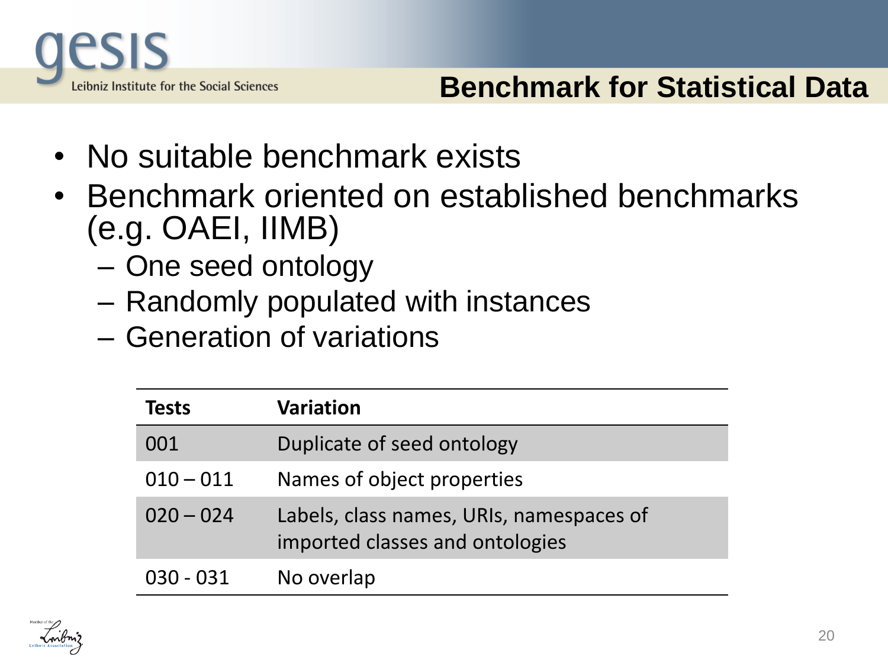## Benchmark for Statistical Data

- No suitable benchmark exists
- Benchmark oriented on established benchmarks (e.g. OAEI, IIMB)
  - One seed ontology
  - Randomly populated with instances
  - Generation of variations

| Tests | Variation |
|---|---|
| 001 | Duplicate of seed ontology |
| 010 – 011 | Names of object properties |
| 020 – 024 | Labels, class names, URIs, namespaces of imported classes and ontologies |
| 030 - 031 | No overlap |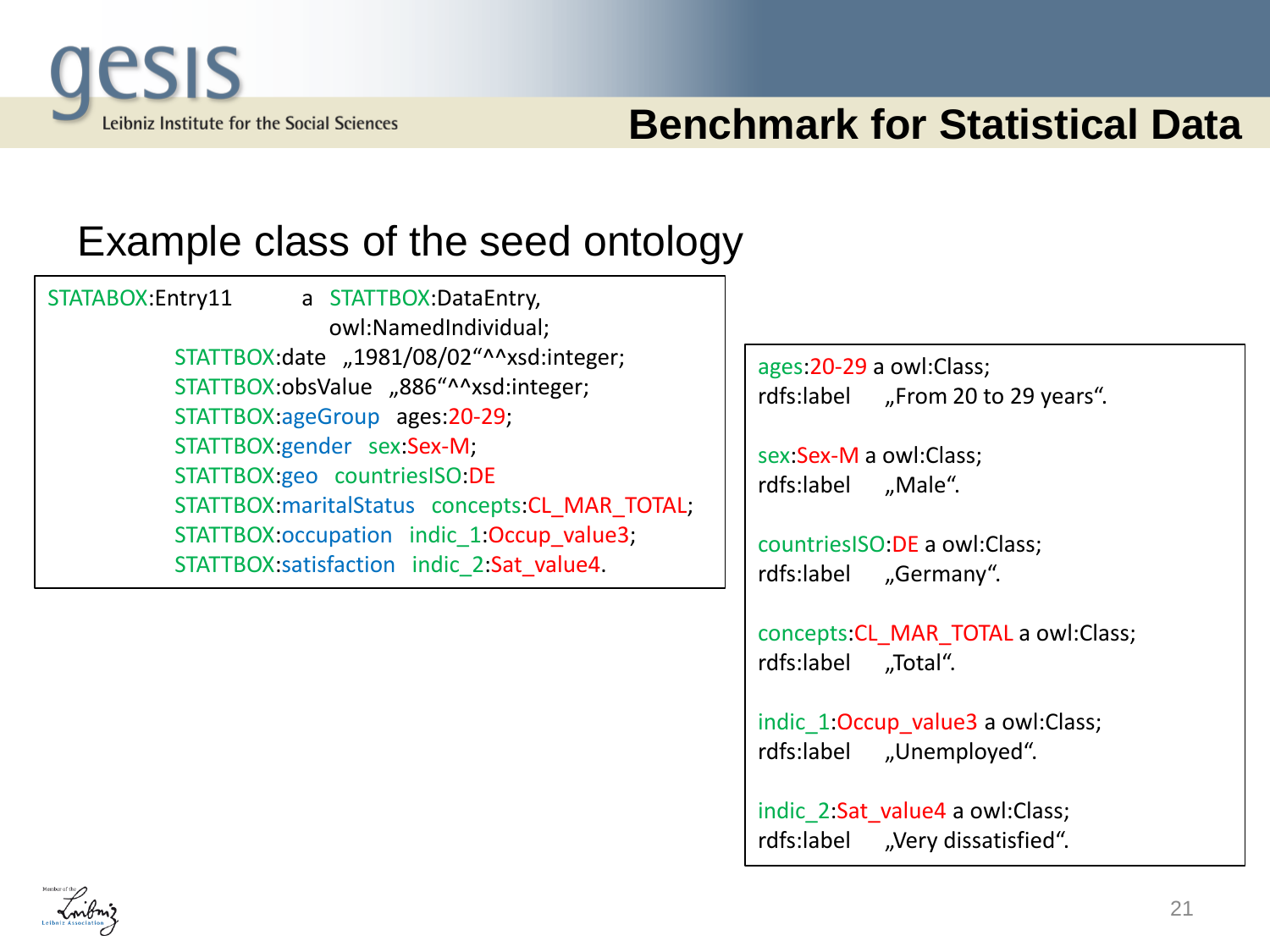# Benchmark for Statistical Data

## Example class of the seed ontology

```
STATABOX:Entry11        a  STATTBOX:DataEntry,
                           owl:NamedIndividual;
      STATTBOX:date  „1981/08/02"^^xsd:integer;
      STATTBOX:obsValue  „886"^^xsd:integer;
      STATTBOX:ageGroup  ages:20-29;
      STATTBOX:gender  sex:Sex-M;
      STATTBOX:geo  countriesISO:DE
      STATTBOX:maritalStatus  concepts:CL_MAR_TOTAL;
      STATTBOX:occupation  indic_1:Occup_value3;
      STATTBOX:satisfaction  indic_2:Sat_value4.
```

```
ages:20-29 a owl:Class;
rdfs:label    „From 20 to 29 years".

sex:Sex-M a owl:Class;
rdfs:label    „Male".

countriesISO:DE a owl:Class;
rdfs:label    „Germany".

concepts:CL_MAR_TOTAL a owl:Class;
rdfs:label    „Total".

indic_1:Occup_value3 a owl:Class;
rdfs:label    „Unemployed".

indic_2:Sat_value4 a owl:Class;
rdfs:label    „Very dissatisfied".
```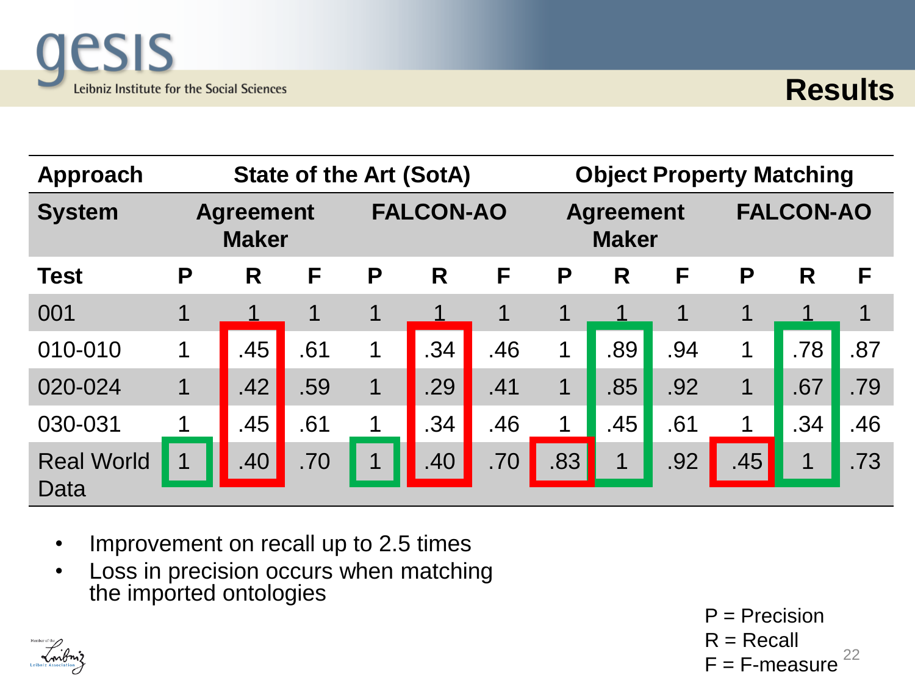# Results

| Approach | State of the Art (SotA) | | | | | | Object Property Matching | | | | | |
|---|---|---|---|---|---|---|---|---|---|---|---|---|
| **System** | **Agreement Maker** | | | **FALCON-AO** | | | **Agreement Maker** | | | **FALCON-AO** | | |
| **Test** | **P** | **R** | **F** | **P** | **R** | **F** | **P** | **R** | **F** | **P** | **R** | **F** |
| 001 | 1 | 1 | 1 | 1 | 1 | 1 | 1 | 1 | 1 | 1 | 1 | 1 |
| 010-010 | 1 | .45 | .61 | 1 | .34 | .46 | 1 | .89 | .94 | 1 | .78 | .87 |
| 020-024 | 1 | .42 | .59 | 1 | .29 | .41 | 1 | .85 | .92 | 1 | .67 | .79 |
| 030-031 | 1 | .45 | .61 | 1 | .34 | .46 | 1 | .45 | .61 | 1 | .34 | .46 |
| Real World Data | 1 | .40 | .70 | 1 | .40 | .70 | .83 | 1 | .92 | .45 | 1 | .73 |

- Improvement on recall up to 2.5 times
- Loss in precision occurs when matching the imported ontologies

P = Precision
R = Recall
F = F-measure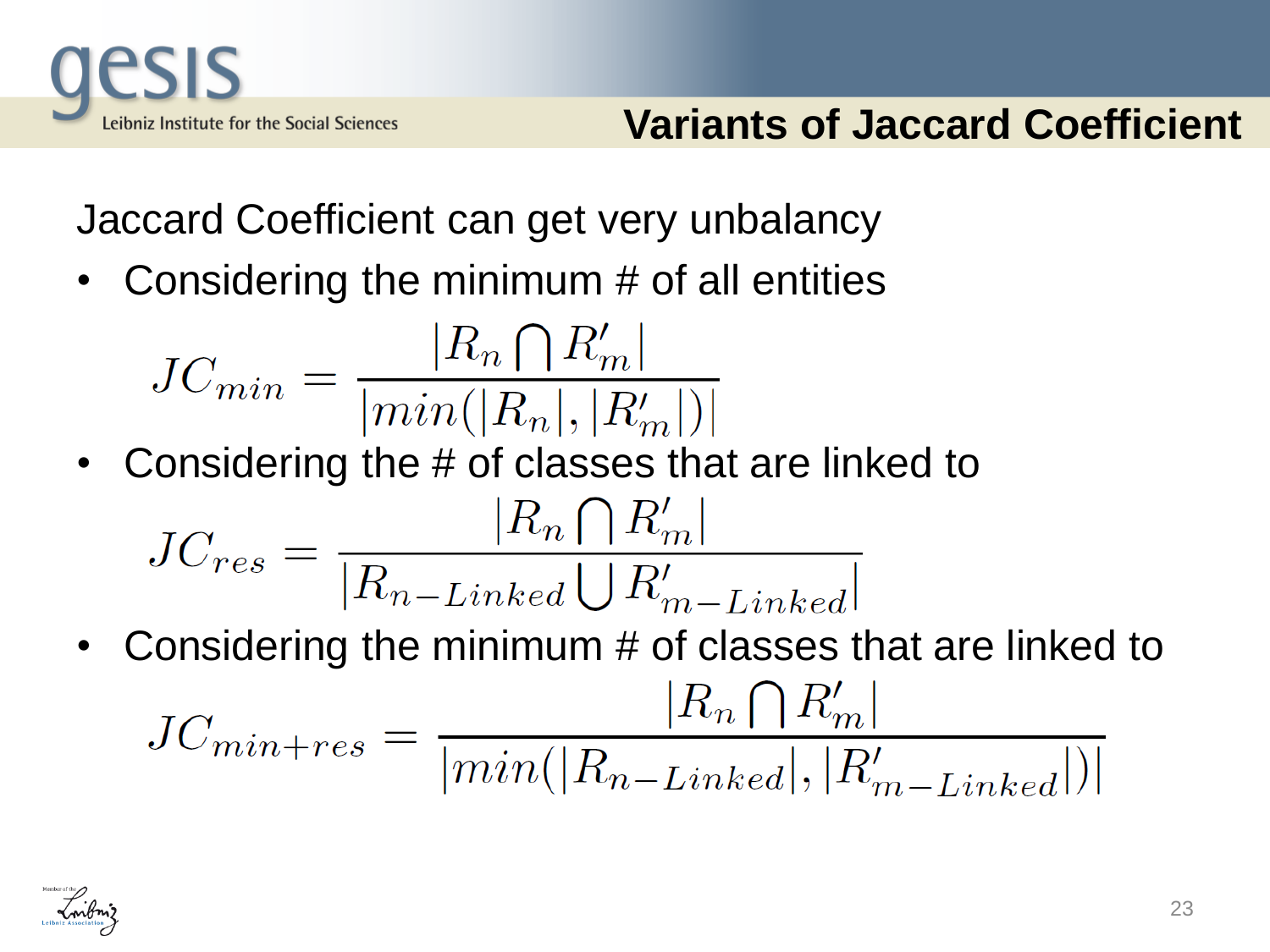# Variants of Jaccard Coefficient

Jaccard Coefficient can get very unbalancy

- Considering the minimum # of all entities

$$JC_{min} = \frac{|R_n \bigcap R'_m|}{|min(|R_n|, |R'_m|)|}$$

- Considering the # of classes that are linked to

$$JC_{res} = \frac{|R_n \bigcap R'_m|}{|R_{n-Linked} \bigcup R'_{m-Linked}|}$$

- Considering the minimum # of classes that are linked to

$$JC_{min+res} = \frac{|R_n \bigcap R'_m|}{|min(|R_{n-Linked}|, |R'_{m-Linked}|)|}$$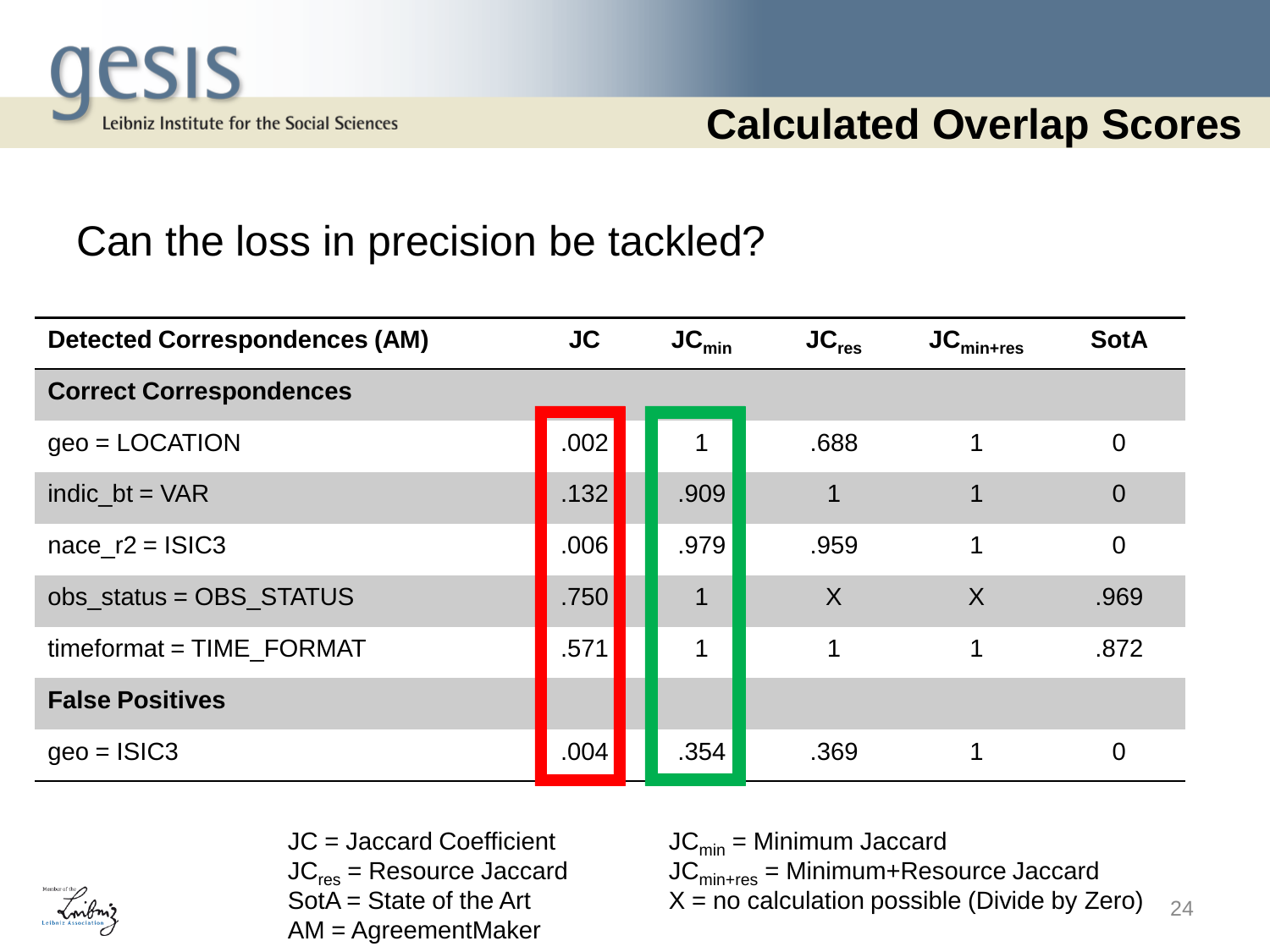# Calculated Overlap Scores

Can the loss in precision be tackled?

| Detected Correspondences (AM) | JC | $JC_{min}$ | $JC_{res}$ | $JC_{min+res}$ | SotA |
|---|---|---|---|---|---|
| **Correct Correspondences** | | | | | |
| geo = LOCATION | .002 | 1 | .688 | 1 | 0 |
| indic_bt = VAR | .132 | .909 | 1 | 1 | 0 |
| nace_r2 = ISIC3 | .006 | .979 | .959 | 1 | 0 |
| obs_status = OBS_STATUS | .750 | 1 | X | X | .969 |
| timeformat = TIME_FORMAT | .571 | 1 | 1 | 1 | .872 |
| **False Positives** | | | | | |
| geo = ISIC3 | .004 | .354 | .369 | 1 | 0 |

JC = Jaccard Coefficient
$JC_{res}$ = Resource Jaccard
SotA = State of the Art
AM = AgreementMaker

$JC_{min}$ = Minimum Jaccard
$JC_{min+res}$ = Minimum+Resource Jaccard
X = no calculation possible (Divide by Zero)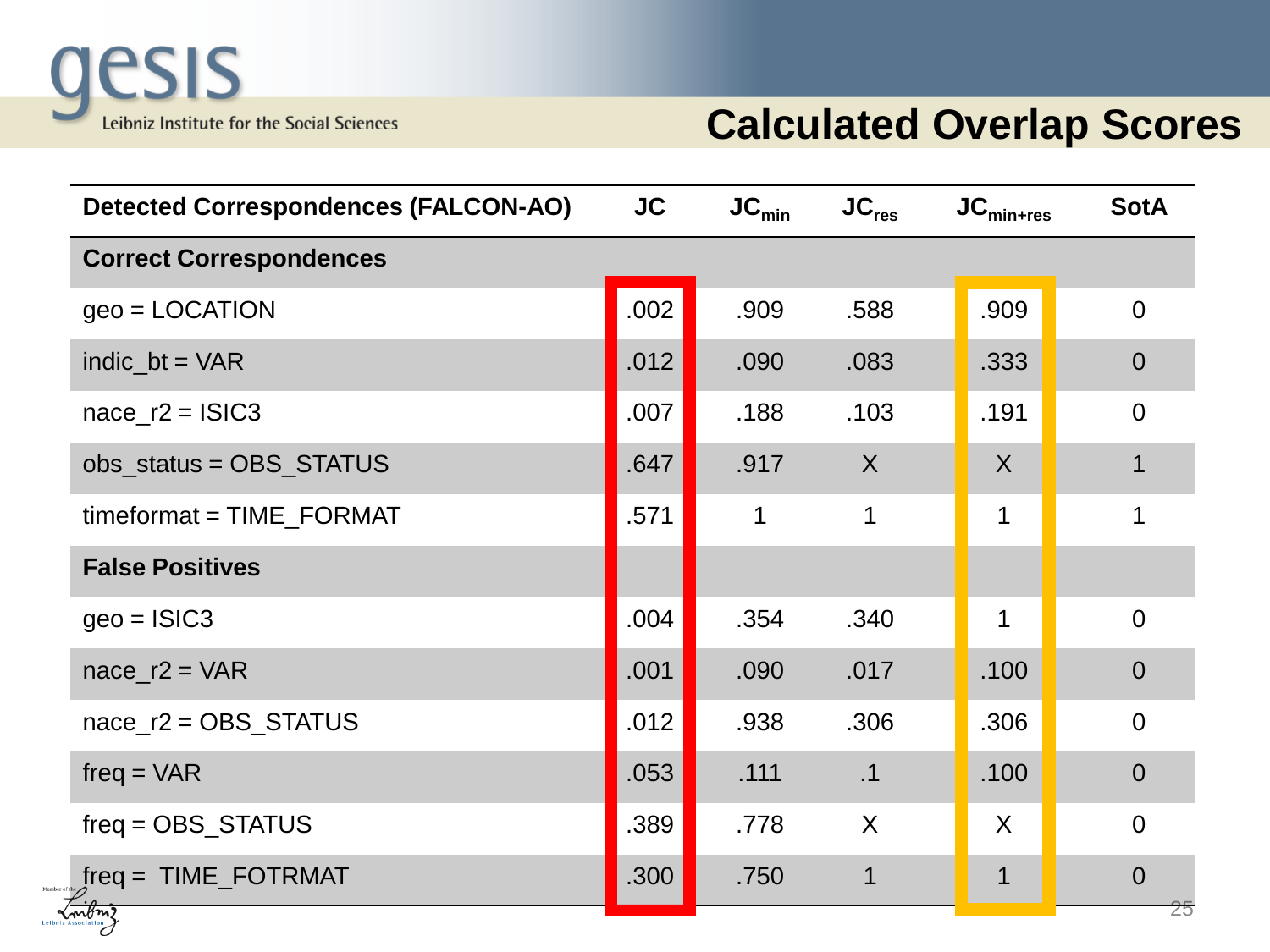# Calculated Overlap Scores

| Detected Correspondences (FALCON-AO) | JC | $JC_{min}$ | $JC_{res}$ | $JC_{min+res}$ | SotA |
|---|---|---|---|---|---|
| **Correct Correspondences** | | | | | |
| geo = LOCATION | .002 | .909 | .588 | .909 | 0 |
| indic_bt = VAR | .012 | .090 | .083 | .333 | 0 |
| nace_r2 = ISIC3 | .007 | .188 | .103 | .191 | 0 |
| obs_status = OBS_STATUS | .647 | .917 | X | X | 1 |
| timeformat = TIME_FORMAT | .571 | 1 | 1 | 1 | 1 |
| **False Positives** | | | | | |
| geo = ISIC3 | .004 | .354 | .340 | 1 | 0 |
| nace_r2 = VAR | .001 | .090 | .017 | .100 | 0 |
| nace_r2 = OBS_STATUS | .012 | .938 | .306 | .306 | 0 |
| freq = VAR | .053 | .111 | .1 | .100 | 0 |
| freq = OBS_STATUS | .389 | .778 | X | X | 0 |
| freq = TIME_FOTRMAT | .300 | .750 | 1 | 1 | 0 |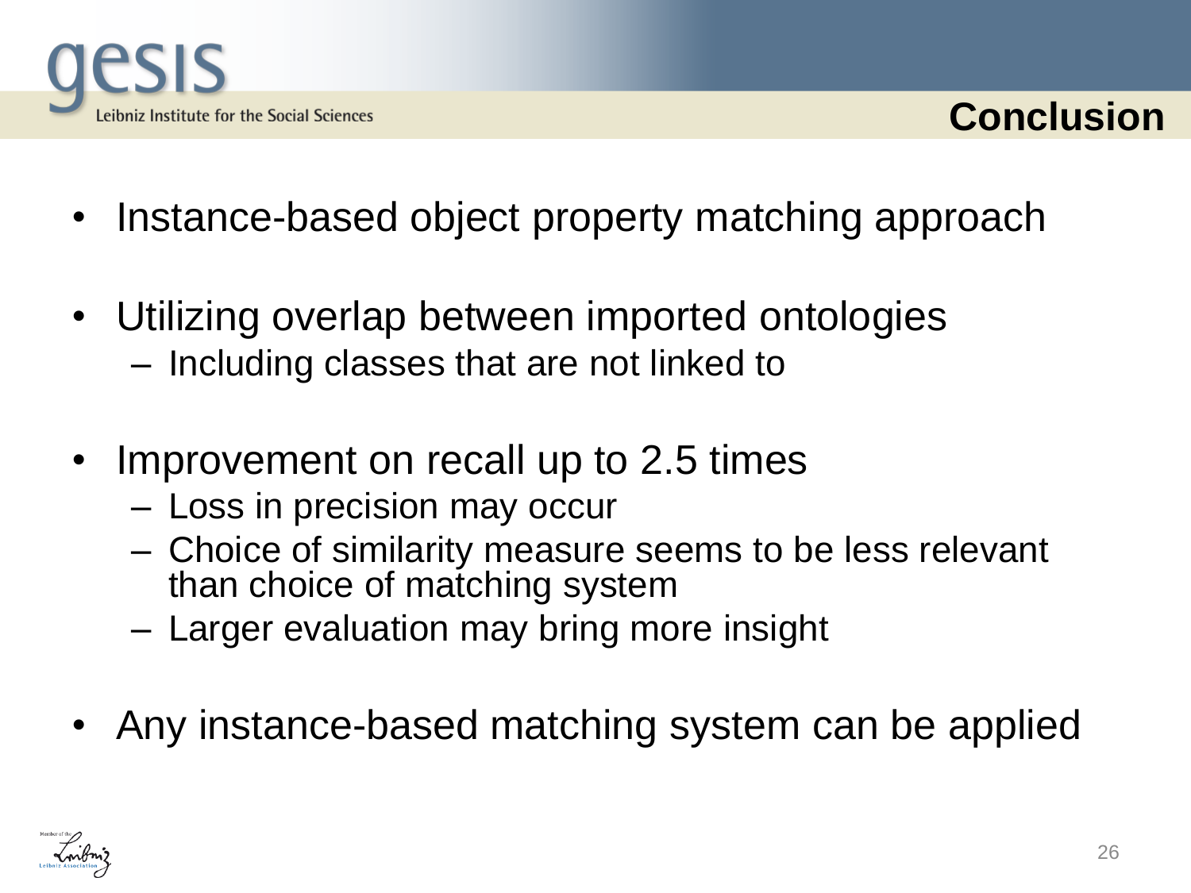# Conclusion

- Instance-based object property matching approach
- Utilizing overlap between imported ontologies
  - Including classes that are not linked to
- Improvement on recall up to 2.5 times
  - Loss in precision may occur
  - Choice of similarity measure seems to be less relevant than choice of matching system
  - Larger evaluation may bring more insight
- Any instance-based matching system can be applied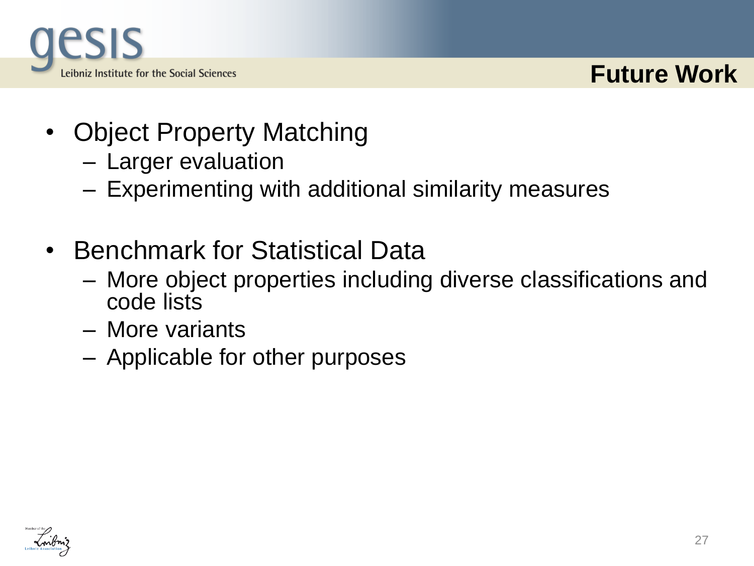## Future Work

- Object Property Matching
  - Larger evaluation
  - Experimenting with additional similarity measures
- Benchmark for Statistical Data
  - More object properties including diverse classifications and code lists
  - More variants
  - Applicable for other purposes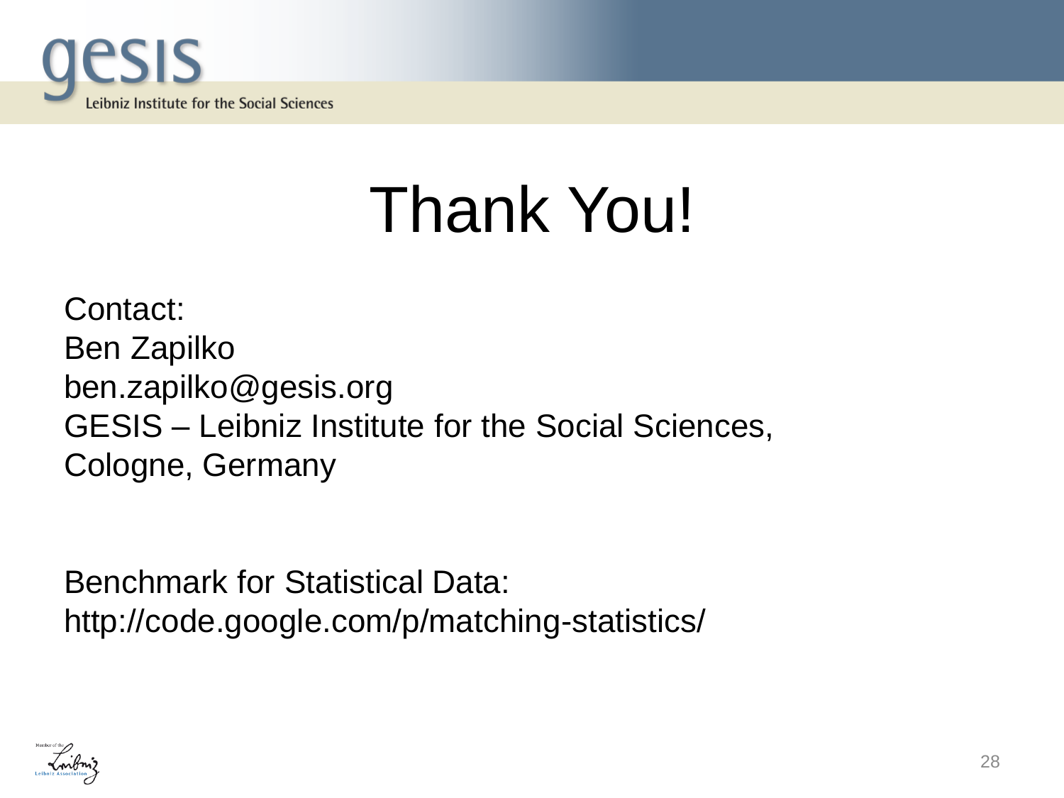# Thank You!

Contact:
Ben Zapilko
ben.zapilko@gesis.org
GESIS – Leibniz Institute for the Social Sciences,
Cologne, Germany

Benchmark for Statistical Data:
http://code.google.com/p/matching-statistics/